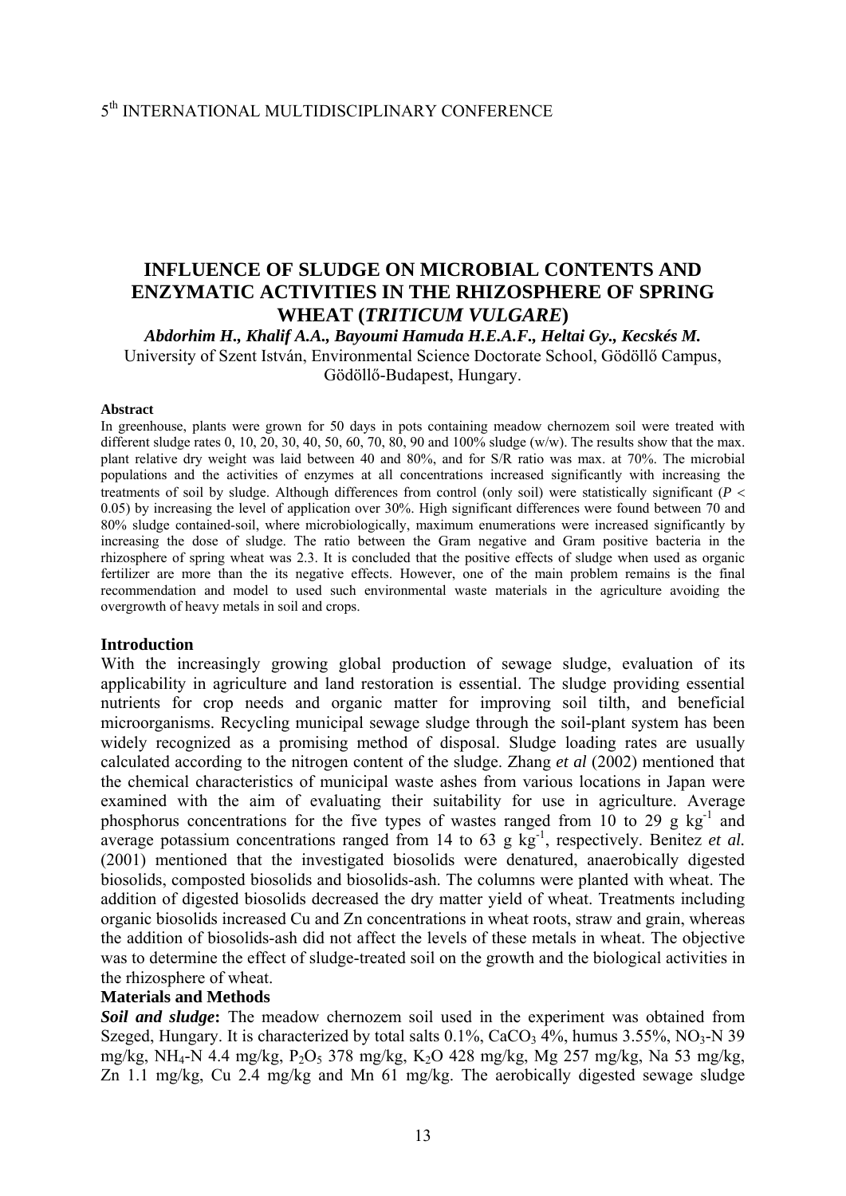# INFLUENCE OF SLUDGE ON MICROBIAL CONTENTS AND ENZYMATIC ACTIVITIES IN THE RHIZOSPHERE OF SPRING WHEAT (*TRITICUM VULGARE*)

***Abdorhim H., Khalif A.A., Bayoumi Hamuda H.E.A.F., Heltai Gy., Kecskés M.***

University of Szent István, Environmental Science Doctorate School, Gödöllő Campus, Gödöllő-Budapest, Hungary.

**Abstract**

In greenhouse, plants were grown for 50 days in pots containing meadow chernozem soil were treated with different sludge rates 0, 10, 20, 30, 40, 50, 60, 70, 80, 90 and 100% sludge (w/w). The results show that the max. plant relative dry weight was laid between 40 and 80%, and for S/R ratio was max. at 70%. The microbial populations and the activities of enzymes at all concentrations increased significantly with increasing the treatments of soil by sludge. Although differences from control (only soil) were statistically significant ($P < 0.05$) by increasing the level of application over 30%. High significant differences were found between 70 and 80% sludge contained-soil, where microbiologically, maximum enumerations were increased significantly by increasing the dose of sludge. The ratio between the Gram negative and Gram positive bacteria in the rhizosphere of spring wheat was 2.3. It is concluded that the positive effects of sludge when used as organic fertilizer are more than the its negative effects. However, one of the main problem remains is the final recommendation and model to used such environmental waste materials in the agriculture avoiding the overgrowth of heavy metals in soil and crops.

## Introduction

With the increasingly growing global production of sewage sludge, evaluation of its applicability in agriculture and land restoration is essential. The sludge providing essential nutrients for crop needs and organic matter for improving soil tilth, and beneficial microorganisms. Recycling municipal sewage sludge through the soil-plant system has been widely recognized as a promising method of disposal. Sludge loading rates are usually calculated according to the nitrogen content of the sludge. Zhang *et al* (2002) mentioned that the chemical characteristics of municipal waste ashes from various locations in Japan were examined with the aim of evaluating their suitability for use in agriculture. Average phosphorus concentrations for the five types of wastes ranged from 10 to 29 g $kg^{-1}$ and average potassium concentrations ranged from 14 to 63 g $kg^{-1}$, respectively. Benitez *et al.* (2001) mentioned that the investigated biosolids were denatured, anaerobically digested biosolids, composted biosolids and biosolids-ash. The columns were planted with wheat. The addition of digested biosolids decreased the dry matter yield of wheat. Treatments including organic biosolids increased Cu and Zn concentrations in wheat roots, straw and grain, whereas the addition of biosolids-ash did not affect the levels of these metals in wheat. The objective was to determine the effect of sludge-treated soil on the growth and the biological activities in the rhizosphere of wheat.

## Materials and Methods

***Soil and sludge*:** The meadow chernozem soil used in the experiment was obtained from Szeged, Hungary. It is characterized by total salts 0.1%, $CaCO_3$ 4%, humus 3.55%, $NO_3$-N 39 mg/kg, $NH_4$-N 4.4 mg/kg, $P_2O_5$ 378 mg/kg, $K_2O$ 428 mg/kg, Mg 257 mg/kg, Na 53 mg/kg, Zn 1.1 mg/kg, Cu 2.4 mg/kg and Mn 61 mg/kg. The aerobically digested sewage sludge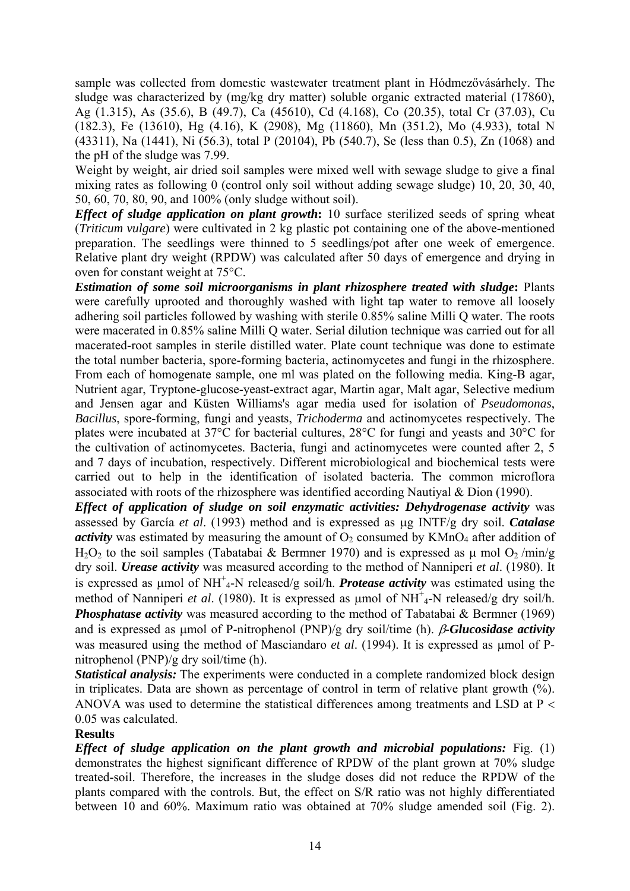sample was collected from domestic wastewater treatment plant in Hódmezővásárhely. The sludge was characterized by (mg/kg dry matter) soluble organic extracted material (17860), Ag (1.315), As (35.6), B (49.7), Ca (45610), Cd (4.168), Co (20.35), total Cr (37.03), Cu (182.3), Fe (13610), Hg (4.16), K (2908), Mg (11860), Mn (351.2), Mo (4.933), total N (43311), Na (1441), Ni (56.3), total P (20104), Pb (540.7), Se (less than 0.5), Zn (1068) and the pH of the sludge was 7.99.

Weight by weight, air dried soil samples were mixed well with sewage sludge to give a final mixing rates as following 0 (control only soil without adding sewage sludge) 10, 20, 30, 40, 50, 60, 70, 80, 90, and 100% (only sludge without soil).

***Effect of sludge application on plant growth*:** 10 surface sterilized seeds of spring wheat (*Triticum vulgare*) were cultivated in 2 kg plastic pot containing one of the above-mentioned preparation. The seedlings were thinned to 5 seedlings/pot after one week of emergence. Relative plant dry weight (RPDW) was calculated after 50 days of emergence and drying in oven for constant weight at 75°C.

***Estimation of some soil microorganisms in plant rhizosphere treated with sludge*:** Plants were carefully uprooted and thoroughly washed with light tap water to remove all loosely adhering soil particles followed by washing with sterile 0.85% saline Milli Q water. The roots were macerated in 0.85% saline Milli Q water. Serial dilution technique was carried out for all macerated-root samples in sterile distilled water. Plate count technique was done to estimate the total number bacteria, spore-forming bacteria, actinomycetes and fungi in the rhizosphere. From each of homogenate sample, one ml was plated on the following media. King-B agar, Nutrient agar, Tryptone-glucose-yeast-extract agar, Martin agar, Malt agar, Selective medium and Jensen agar and Küsten Williams's agar media used for isolation of *Pseudomonas*, *Bacillus*, spore-forming, fungi and yeasts, *Trichoderma* and actinomycetes respectively. The plates were incubated at 37°C for bacterial cultures, 28°C for fungi and yeasts and 30°C for the cultivation of actinomycetes. Bacteria, fungi and actinomycetes were counted after 2, 5 and 7 days of incubation, respectively. Different microbiological and biochemical tests were carried out to help in the identification of isolated bacteria. The common microflora associated with roots of the rhizosphere was identified according Nautiyal & Dion (1990).

***Effect of application of sludge on soil enzymatic activities: Dehydrogenase activity*** was assessed by García *et al*. (1993) method and is expressed as μg INTF/g dry soil. ***Catalase activity*** was estimated by measuring the amount of $O_2$ consumed by $KMnO_4$ after addition of $H_2O_2$ to the soil samples (Tabatabai & Bermner 1970) and is expressed as μ mol $O_2$ /min/g dry soil. ***Urease activity*** was measured according to the method of Nanniperi *et al*. (1980). It is expressed as μmol of $NH^+_4$-N released/g soil/h. ***Protease activity*** was estimated using the method of Nanniperi *et al*. (1980). It is expressed as μmol of $NH^+_4$-N released/g dry soil/h. ***Phosphatase activity*** was measured according to the method of Tabatabai & Bermner (1969) and is expressed as μmol of P-nitrophenol (PNP)/g dry soil/time (h). ***β-Glucosidase activity*** was measured using the method of Masciandaro *et al*. (1994). It is expressed as μmol of P-nitrophenol (PNP)/g dry soil/time (h).

***Statistical analysis:*** The experiments were conducted in a complete randomized block design in triplicates. Data are shown as percentage of control in term of relative plant growth (%). ANOVA was used to determine the statistical differences among treatments and LSD at $P < 0.05$ was calculated.

**Results**

***Effect of sludge application on the plant growth and microbial populations:*** Fig. (1) demonstrates the highest significant difference of RPDW of the plant grown at 70% sludge treated-soil. Therefore, the increases in the sludge doses did not reduce the RPDW of the plants compared with the controls. But, the effect on S/R ratio was not highly differentiated between 10 and 60%. Maximum ratio was obtained at 70% sludge amended soil (Fig. 2).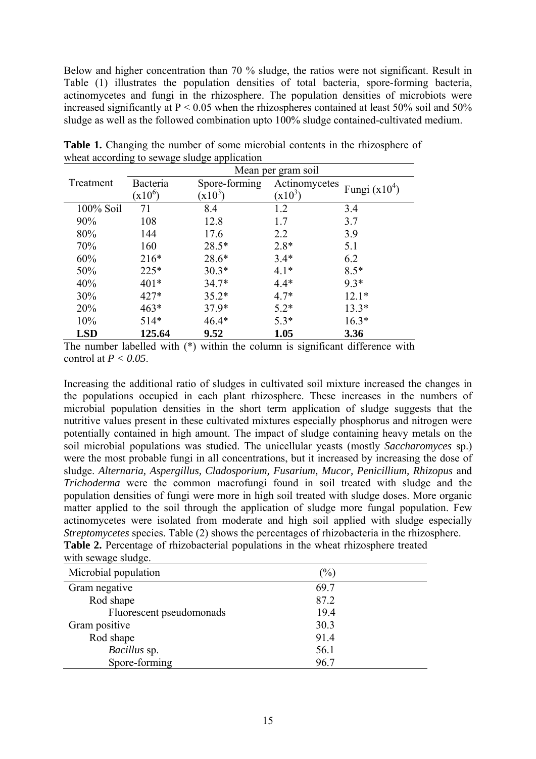Below and higher concentration than 70 % sludge, the ratios were not significant. Result in Table (1) illustrates the population densities of total bacteria, spore-forming bacteria, actinomycetes and fungi in the rhizosphere. The population densities of microbiots were increased significantly at $P < 0.05$ when the rhizospheres contained at least 50% soil and 50% sludge as well as the followed combination upto 100% sludge contained-cultivated medium.

**Table 1.** Changing the number of some microbial contents in the rhizosphere of wheat according to sewage sludge application

| Treatment | Mean per gram soil | | | |
|---|---|---|---|---|
| | Bacteria ($x10^6$) | Spore-forming ($x10^3$) | Actinomycetes ($x10^3$) | Fungi ($x10^4$) |
| 100% Soil | 71 | 8.4 | 1.2 | 3.4 |
| 90% | 108 | 12.8 | 1.7 | 3.7 |
| 80% | 144 | 17.6 | 2.2 | 3.9 |
| 70% | 160 | 28.5* | 2.8* | 5.1 |
| 60% | 216* | 28.6* | 3.4* | 6.2 |
| 50% | 225* | 30.3* | 4.1* | 8.5* |
| 40% | 401* | 34.7* | 4.4* | 9.3* |
| 30% | 427* | 35.2* | 4.7* | 12.1* |
| 20% | 463* | 37.9* | 5.2* | 13.3* |
| 10% | 514* | 46.4* | 5.3* | 16.3* |
| **LSD** | **125.64** | **9.52** | **1.05** | **3.36** |

The number labelled with (*) within the column is significant difference with control at $P < 0.05$.

Increasing the additional ratio of sludges in cultivated soil mixture increased the changes in the populations occupied in each plant rhizosphere. These increases in the numbers of microbial population densities in the short term application of sludge suggests that the nutritive values present in these cultivated mixtures especially phosphorus and nitrogen were potentially contained in high amount. The impact of sludge containing heavy metals on the soil microbial populations was studied. The unicellular yeasts (mostly *Saccharomyces* sp.) were the most probable fungi in all concentrations, but it increased by increasing the dose of sludge. *Alternaria, Aspergillus, Cladosporium, Fusarium, Mucor, Penicillium, Rhizopus* and *Trichoderma* were the common macrofungi found in soil treated with sludge and the population densities of fungi were more in high soil treated with sludge doses. More organic matter applied to the soil through the application of sludge more fungal population. Few actinomycetes were isolated from moderate and high soil applied with sludge especially *Streptomycetes* species. Table (2) shows the percentages of rhizobacteria in the rhizosphere.

**Table 2.** Percentage of rhizobacterial populations in the wheat rhizosphere treated with sewage sludge.

| Microbial population | (%) |
|---|---|
| Gram negative | 69.7 |
| Rod shape | 87.2 |
| Fluorescent pseudomonads | 19.4 |
| Gram positive | 30.3 |
| Rod shape | 91.4 |
| *Bacillus* sp. | 56.1 |
| Spore-forming | 96.7 |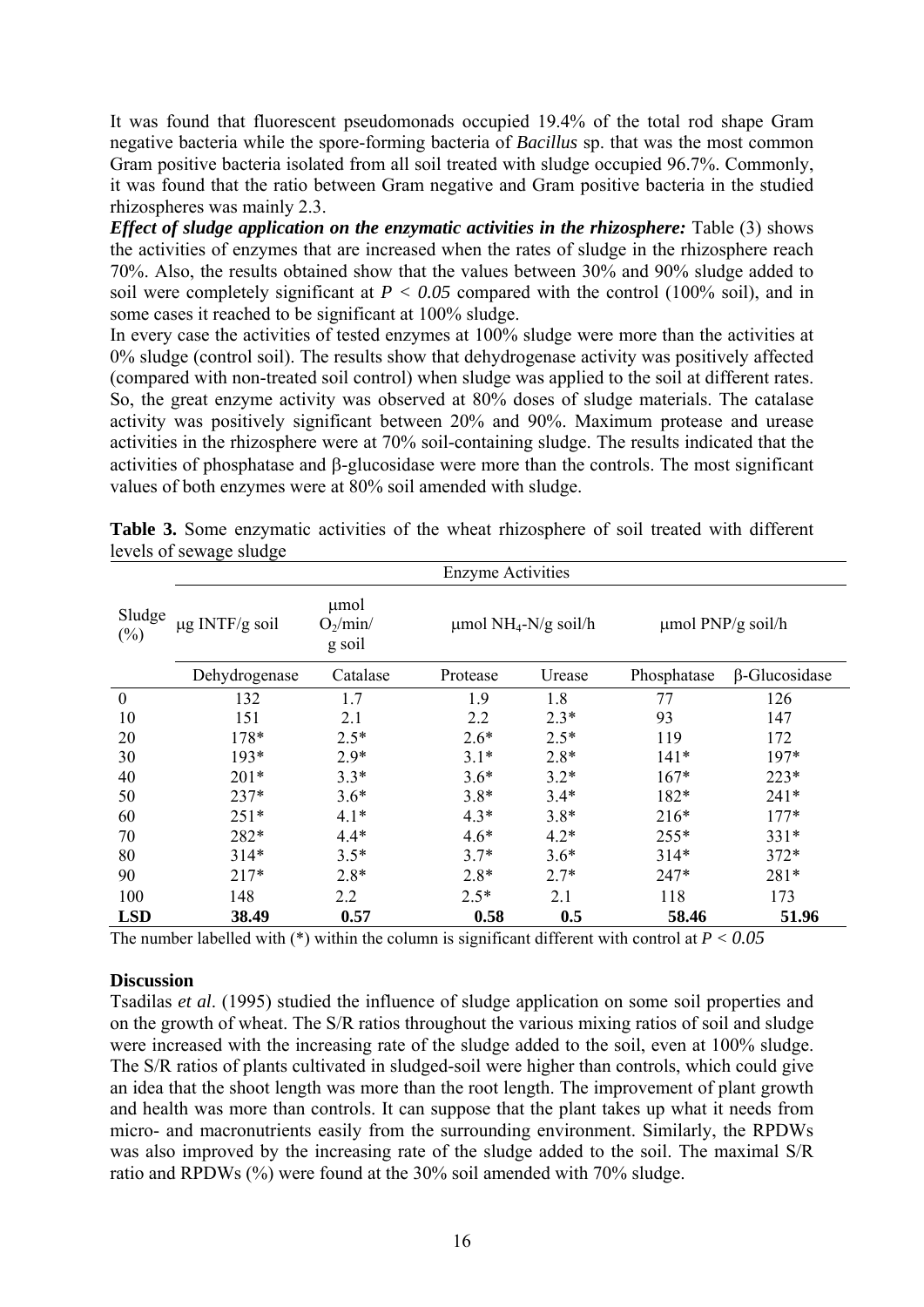It was found that fluorescent pseudomonads occupied 19.4% of the total rod shape Gram negative bacteria while the spore-forming bacteria of *Bacillus* sp. that was the most common Gram positive bacteria isolated from all soil treated with sludge occupied 96.7%. Commonly, it was found that the ratio between Gram negative and Gram positive bacteria in the studied rhizospheres was mainly 2.3.

***Effect of sludge application on the enzymatic activities in the rhizosphere:*** Table (3) shows the activities of enzymes that are increased when the rates of sludge in the rhizosphere reach 70%. Also, the results obtained show that the values between 30% and 90% sludge added to soil were completely significant at $P < 0.05$ compared with the control (100% soil), and in some cases it reached to be significant at 100% sludge.

In every case the activities of tested enzymes at 100% sludge were more than the activities at 0% sludge (control soil). The results show that dehydrogenase activity was positively affected (compared with non-treated soil control) when sludge was applied to the soil at different rates. So, the great enzyme activity was observed at 80% doses of sludge materials. The catalase activity was positively significant between 20% and 90%. Maximum protease and urease activities in the rhizosphere were at 70% soil-containing sludge. The results indicated that the activities of phosphatase and β-glucosidase were more than the controls. The most significant values of both enzymes were at 80% soil amended with sludge.

**Table 3.** Some enzymatic activities of the wheat rhizosphere of soil treated with different levels of sewage sludge

| Sludge (%) | Enzyme Activities | | | | | |
|---|---|---|---|---|---|---|
| | μg INTF/g soil | μmol $O_2$/min/ g soil | μmol $NH_4$-N/g soil/h | | μmol PNP/g soil/h | |
| | Dehydrogenase | Catalase | Protease | Urease | Phosphatase | β-Glucosidase |
| 0 | 132 | 1.7 | 1.9 | 1.8 | 77 | 126 |
| 10 | 151 | 2.1 | 2.2 | 2.3* | 93 | 147 |
| 20 | 178* | 2.5* | 2.6* | 2.5* | 119 | 172 |
| 30 | 193* | 2.9* | 3.1* | 2.8* | 141* | 197* |
| 40 | 201* | 3.3* | 3.6* | 3.2* | 167* | 223* |
| 50 | 237* | 3.6* | 3.8* | 3.4* | 182* | 241* |
| 60 | 251* | 4.1* | 4.3* | 3.8* | 216* | 177* |
| 70 | 282* | 4.4* | 4.6* | 4.2* | 255* | 331* |
| 80 | 314* | 3.5* | 3.7* | 3.6* | 314* | 372* |
| 90 | 217* | 2.8* | 2.8* | 2.7* | 247* | 281* |
| 100 | 148 | 2.2 | 2.5* | 2.1 | 118 | 173 |
| **LSD** | **38.49** | **0.57** | **0.58** | **0.5** | **58.46** | **51.96** |

The number labelled with (*) within the column is significant different with control at $P < 0.05$

### Discussion

Tsadilas *et al*. (1995) studied the influence of sludge application on some soil properties and on the growth of wheat. The S/R ratios throughout the various mixing ratios of soil and sludge were increased with the increasing rate of the sludge added to the soil, even at 100% sludge. The S/R ratios of plants cultivated in sludged-soil were higher than controls, which could give an idea that the shoot length was more than the root length. The improvement of plant growth and health was more than controls. It can suppose that the plant takes up what it needs from micro- and macronutrients easily from the surrounding environment. Similarly, the RPDWs was also improved by the increasing rate of the sludge added to the soil. The maximal S/R ratio and RPDWs (%) were found at the 30% soil amended with 70% sludge.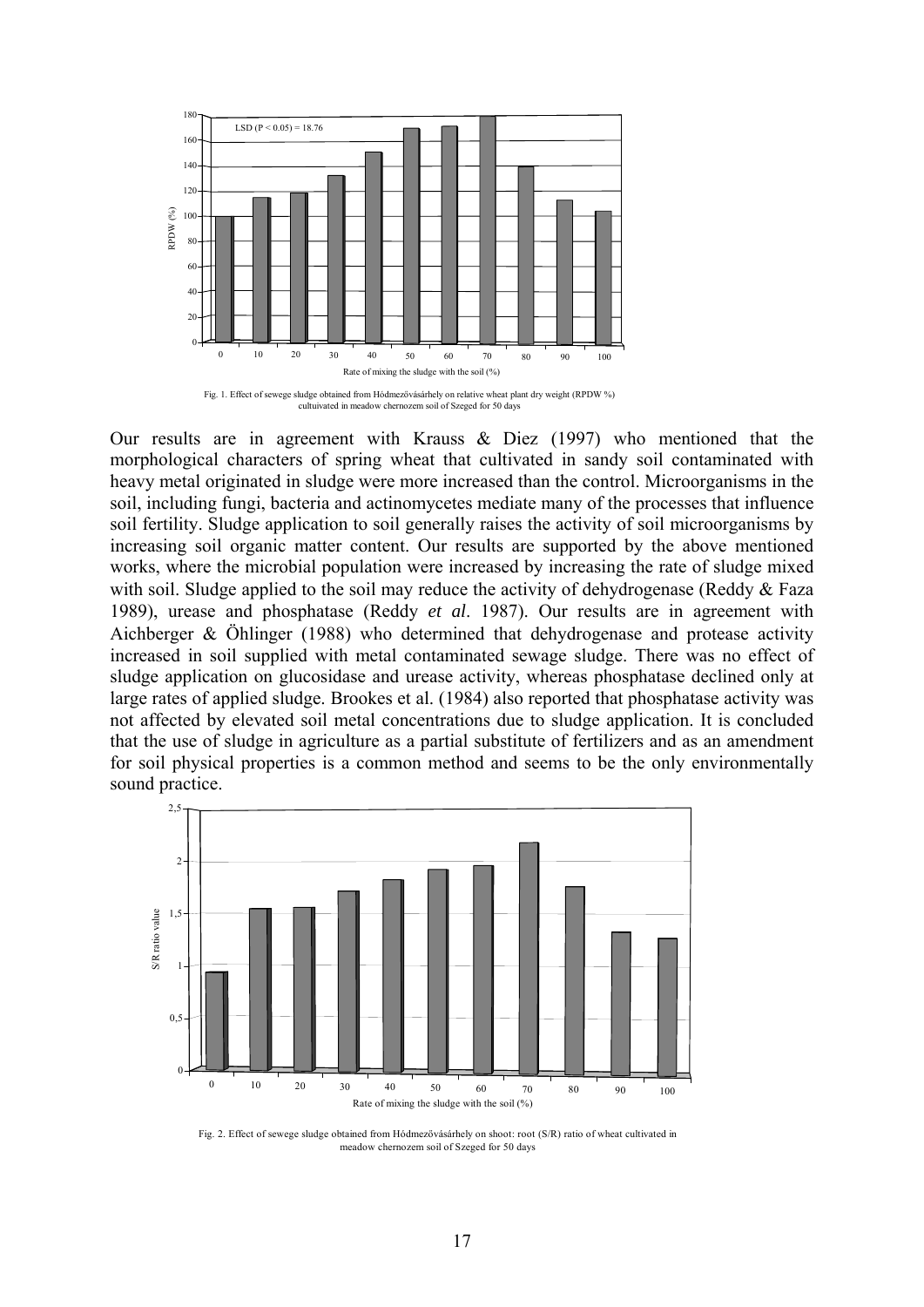Fig. 1. Effect of sewege sludge obtained from Hódmezővásárhely on relative wheat plant dry weight (RPDW %) cultuivated in meadow chernozem soil of Szeged for 50 days

Our results are in agreement with Krauss & Diez (1997) who mentioned that the morphological characters of spring wheat that cultivated in sandy soil contaminated with heavy metal originated in sludge were more increased than the control. Microorganisms in the soil, including fungi, bacteria and actinomycetes mediate many of the processes that influence soil fertility. Sludge application to soil generally raises the activity of soil microorganisms by increasing soil organic matter content. Our results are supported by the above mentioned works, where the microbial population were increased by increasing the rate of sludge mixed with soil. Sludge applied to the soil may reduce the activity of dehydrogenase (Reddy & Faza 1989), urease and phosphatase (Reddy *et al*. 1987). Our results are in agreement with Aichberger & Öhlinger (1988) who determined that dehydrogenase and protease activity increased in soil supplied with metal contaminated sewage sludge. There was no effect of sludge application on glucosidase and urease activity, whereas phosphatase declined only at large rates of applied sludge. Brookes et al. (1984) also reported that phosphatase activity was not affected by elevated soil metal concentrations due to sludge application. It is concluded that the use of sludge in agriculture as a partial substitute of fertilizers and as an amendment for soil physical properties is a common method and seems to be the only environmentally sound practice.

Fig. 2. Effect of sewege sludge obtained from Hódmezővásárhely on shoot: root (S/R) ratio of wheat cultivated in meadow chernozem soil of Szeged for 50 days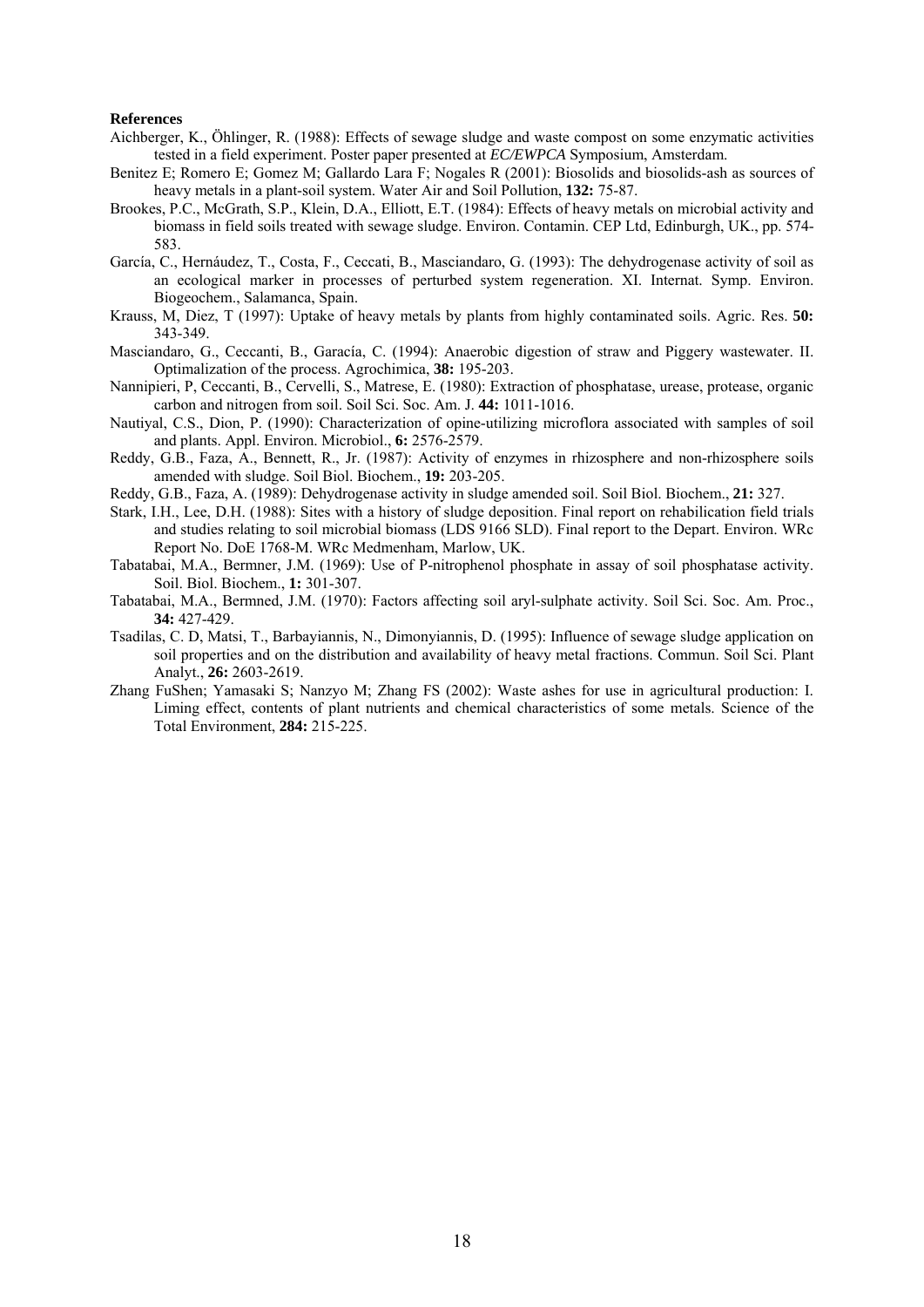**References**

Aichberger, K., Öhlinger, R. (1988): Effects of sewage sludge and waste compost on some enzymatic activities tested in a field experiment. Poster paper presented at *EC/EWPCA* Symposium, Amsterdam.

Benitez E; Romero E; Gomez M; Gallardo Lara F; Nogales R (2001): Biosolids and biosolids-ash as sources of heavy metals in a plant-soil system. Water Air and Soil Pollution, **132:** 75-87.

Brookes, P.C., McGrath, S.P., Klein, D.A., Elliott, E.T. (1984): Effects of heavy metals on microbial activity and biomass in field soils treated with sewage sludge. Environ. Contamin. CEP Ltd, Edinburgh, UK., pp. 574-583.

García, C., Hernáudez, T., Costa, F., Ceccati, B., Masciandaro, G. (1993): The dehydrogenase activity of soil as an ecological marker in processes of perturbed system regeneration. XI. Internat. Symp. Environ. Biogeochem., Salamanca, Spain.

Krauss, M, Diez, T (1997): Uptake of heavy metals by plants from highly contaminated soils. Agric. Res. **50:** 343-349.

Masciandaro, G., Ceccanti, B., Garacía, C. (1994): Anaerobic digestion of straw and Piggery wastewater. II. Optimalization of the process. Agrochimica, **38:** 195-203.

Nannipieri, P, Ceccanti, B., Cervelli, S., Matrese, E. (1980): Extraction of phosphatase, urease, protease, organic carbon and nitrogen from soil. Soil Sci. Soc. Am. J. **44:** 1011-1016.

Nautiyal, C.S., Dion, P. (1990): Characterization of opine-utilizing microflora associated with samples of soil and plants. Appl. Environ. Microbiol., **6:** 2576-2579.

Reddy, G.B., Faza, A., Bennett, R., Jr. (1987): Activity of enzymes in rhizosphere and non-rhizosphere soils amended with sludge. Soil Biol. Biochem., **19:** 203-205.

Reddy, G.B., Faza, A. (1989): Dehydrogenase activity in sludge amended soil. Soil Biol. Biochem., **21:** 327.

Stark, I.H., Lee, D.H. (1988): Sites with a history of sludge deposition. Final report on rehabilication field trials and studies relating to soil microbial biomass (LDS 9166 SLD). Final report to the Depart. Environ. WRc Report No. DoE 1768-M. WRc Medmenham, Marlow, UK.

Tabatabai, M.A., Bermner, J.M. (1969): Use of P-nitrophenol phosphate in assay of soil phosphatase activity. Soil. Biol. Biochem., **1:** 301-307.

Tabatabai, M.A., Bermned, J.M. (1970): Factors affecting soil aryl-sulphate activity. Soil Sci. Soc. Am. Proc., **34:** 427-429.

Tsadilas, C. D, Matsi, T., Barbayiannis, N., Dimonyiannis, D. (1995): Influence of sewage sludge application on soil properties and on the distribution and availability of heavy metal fractions. Commun. Soil Sci. Plant Analyt., **26:** 2603-2619.

Zhang FuShen; Yamasaki S; Nanzyo M; Zhang FS (2002): Waste ashes for use in agricultural production: I. Liming effect, contents of plant nutrients and chemical characteristics of some metals. Science of the Total Environment, **284:** 215-225.